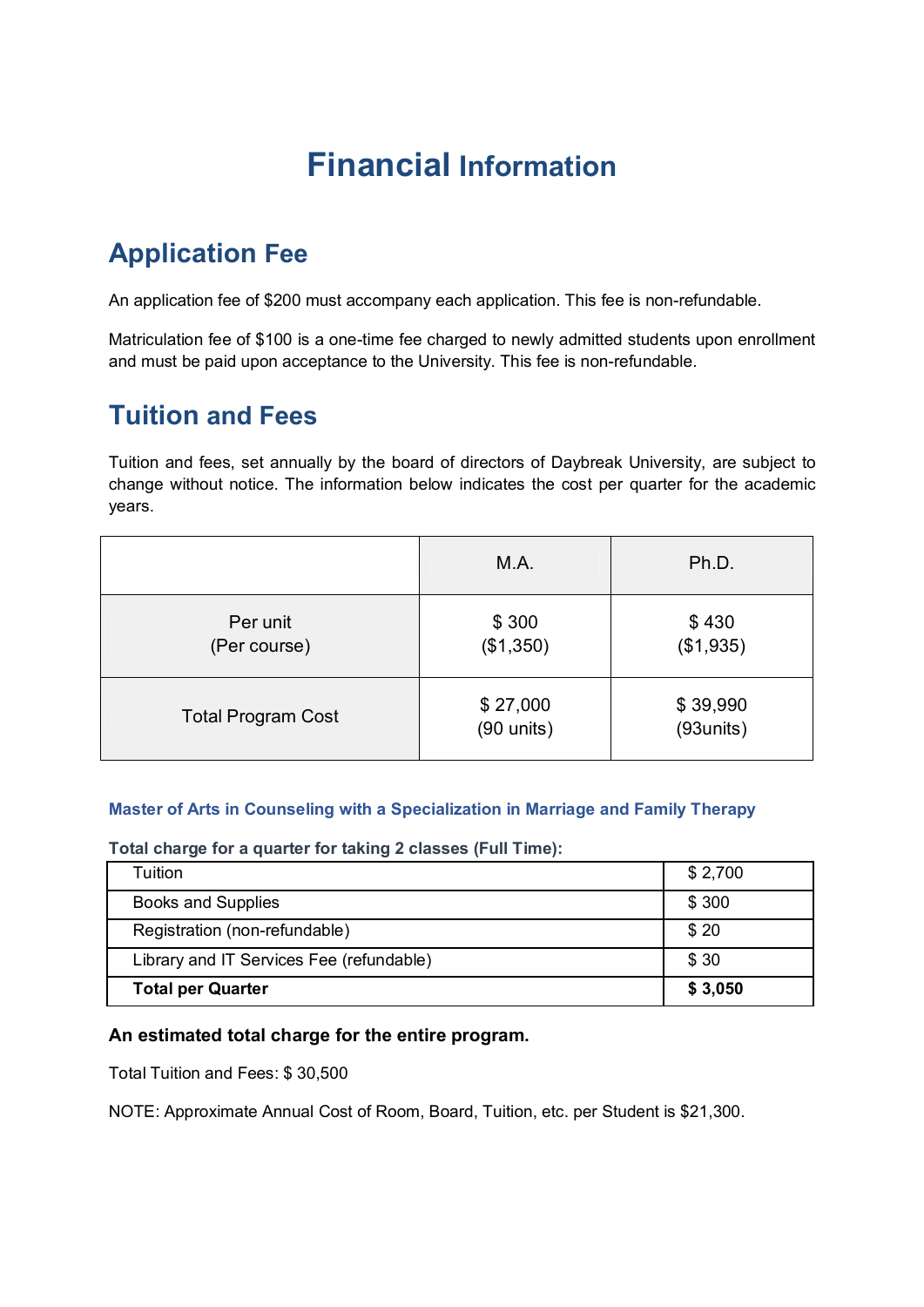# Financial Information

## Application Fee

An application fee of $200 must accompany each application. This fee is non-refundable.

Matriculation fee of $100 is a one-time fee charged to newly admitted students upon enrollment and must be paid upon acceptance to the University. This fee is non-refundable.

## Tuition and Fees

Tuition and fees, set annually by the board of directors of Daybreak University, are subject to change without notice. The information below indicates the cost per quarter for the academic years.

| | M.A. | Ph.D. |
|---|---|---|
| Per unit (Per course) | $ 300 ($1,350) | $ 430 ($1,935) |
| Total Program Cost | $ 27,000 (90 units) | $ 39,990 (93units) |

#### Master of Arts in Counseling with a Specialization in Marriage and Family Therapy

**Total charge for a quarter for taking 2 classes (Full Time):**

| | |
|---|---|
| Tuition | $ 2,700 |
| Books and Supplies | $ 300 |
| Registration (non-refundable) | $ 20 |
| Library and IT Services Fee (refundable) | $ 30 |
| **Total per Quarter** | **$ 3,050** |

**An estimated total charge for the entire program.**

Total Tuition and Fees: $ 30,500

NOTE: Approximate Annual Cost of Room, Board, Tuition, etc. per Student is $21,300.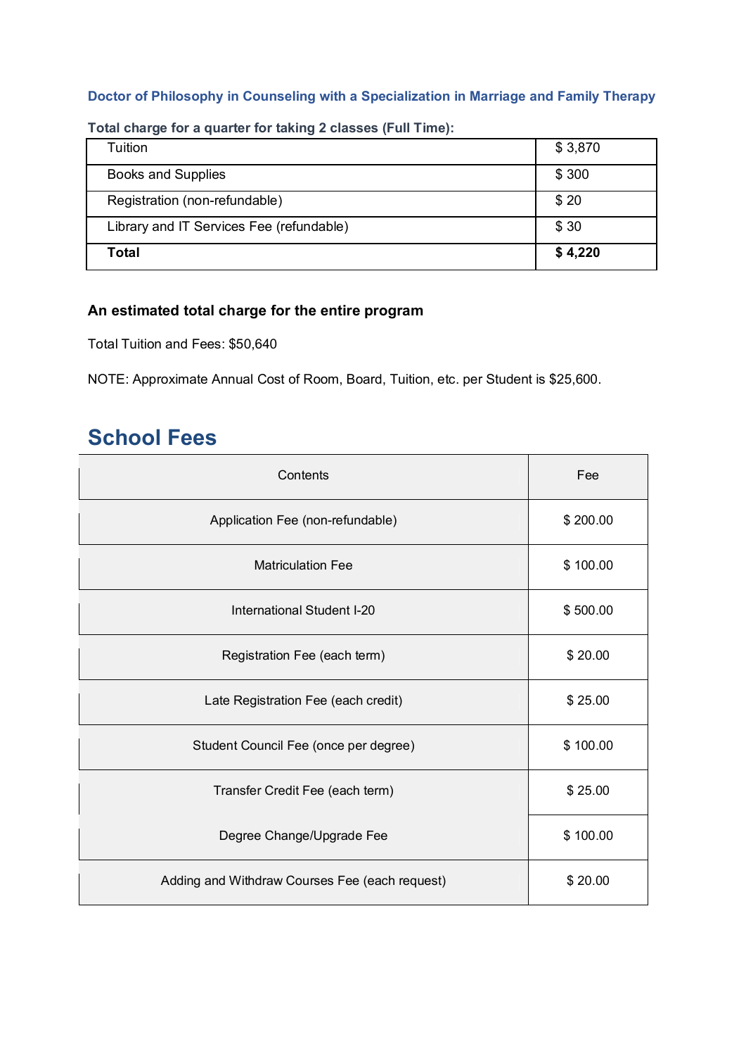### Doctor of Philosophy in Counseling with a Specialization in Marriage and Family Therapy

**Total charge for a quarter for taking 2 classes (Full Time):**

| | |
|---|---|
| Tuition | $ 3,870 |
| Books and Supplies | $ 300 |
| Registration (non-refundable) | $ 20 |
| Library and IT Services Fee (refundable) | $ 30 |
| **Total** | **$ 4,220** |

**An estimated total charge for the entire program**

Total Tuition and Fees: $50,640

NOTE: Approximate Annual Cost of Room, Board, Tuition, etc. per Student is $25,600.

## School Fees

| Contents | Fee |
|---|---|
| Application Fee (non-refundable) | $ 200.00 |
| Matriculation Fee | $ 100.00 |
| International Student I-20 | $ 500.00 |
| Registration Fee (each term) | $ 20.00 |
| Late Registration Fee (each credit) | $ 25.00 |
| Student Council Fee (once per degree) | $ 100.00 |
| Transfer Credit Fee (each term) | $ 25.00 |
| Degree Change/Upgrade Fee | $ 100.00 |
| Adding and Withdraw Courses Fee (each request) | $ 20.00 |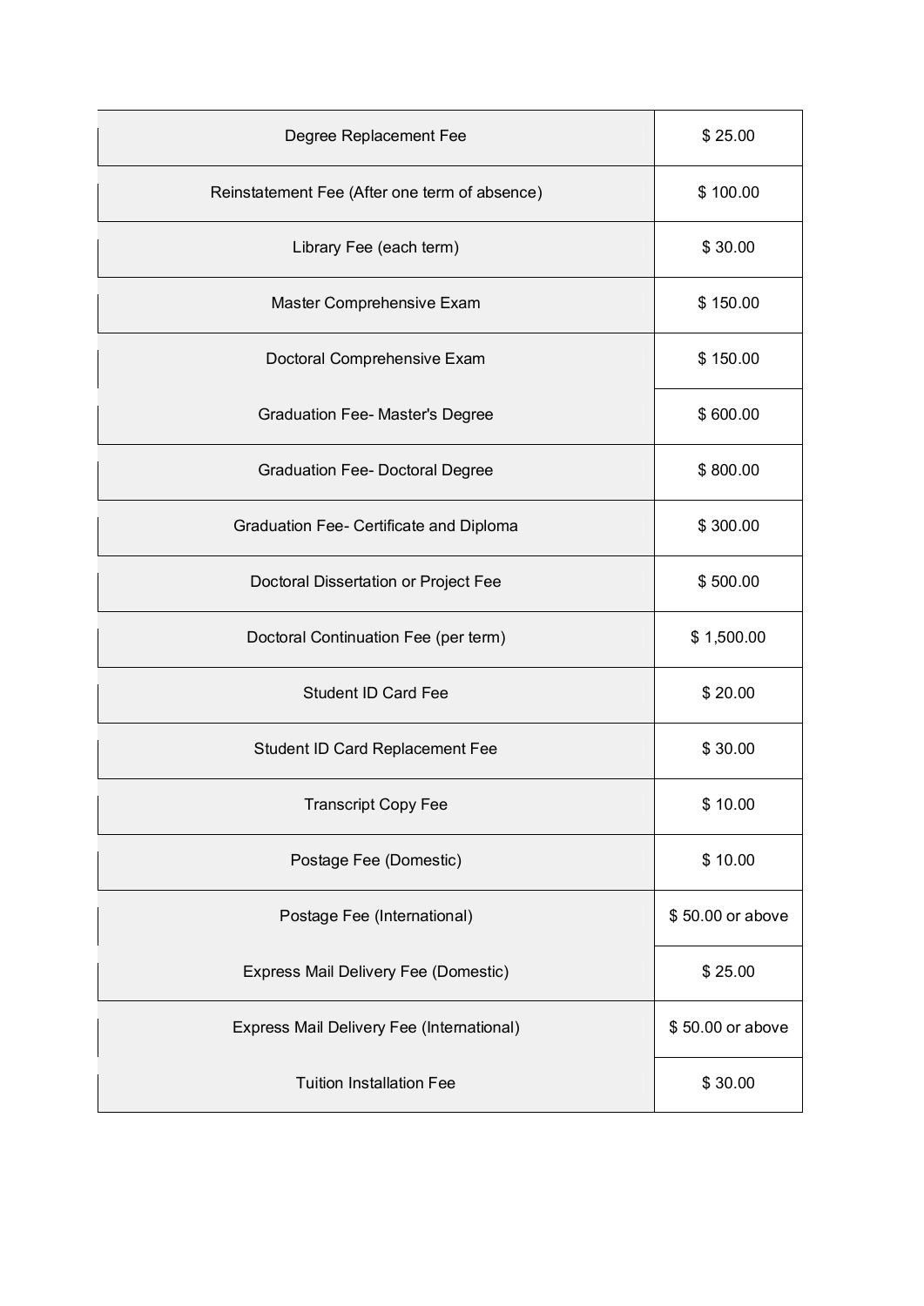| Degree Replacement Fee | $ 25.00 |
| --- | --- |
| Reinstatement Fee (After one term of absence) | $ 100.00 |
| Library Fee (each term) | $ 30.00 |
| Master Comprehensive Exam | $ 150.00 |
| Doctoral Comprehensive Exam | $ 150.00 |
| Graduation Fee- Master's Degree | $ 600.00 |
| Graduation Fee- Doctoral Degree | $ 800.00 |
| Graduation Fee- Certificate and Diploma | $ 300.00 |
| Doctoral Dissertation or Project Fee | $ 500.00 |
| Doctoral Continuation Fee (per term) | $ 1,500.00 |
| Student ID Card Fee | $ 20.00 |
| Student ID Card Replacement Fee | $ 30.00 |
| Transcript Copy Fee | $ 10.00 |
| Postage Fee (Domestic) | $ 10.00 |
| Postage Fee (International) | $ 50.00 or above |
| Express Mail Delivery Fee (Domestic) | $ 25.00 |
| Express Mail Delivery Fee (International) | $ 50.00 or above |
| Tuition Installation Fee | $ 30.00 |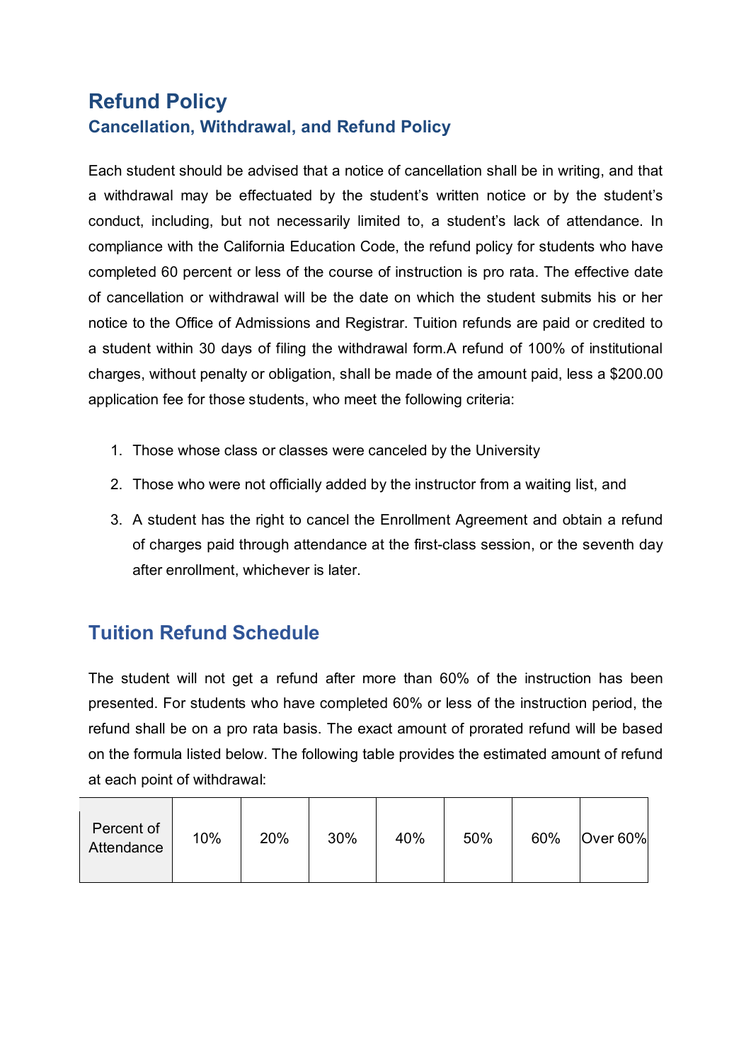# Refund Policy

## Cancellation, Withdrawal, and Refund Policy

Each student should be advised that a notice of cancellation shall be in writing, and that a withdrawal may be effectuated by the student's written notice or by the student's conduct, including, but not necessarily limited to, a student's lack of attendance. In compliance with the California Education Code, the refund policy for students who have completed 60 percent or less of the course of instruction is pro rata. The effective date of cancellation or withdrawal will be the date on which the student submits his or her notice to the Office of Admissions and Registrar. Tuition refunds are paid or credited to a student within 30 days of filing the withdrawal form.A refund of 100% of institutional charges, without penalty or obligation, shall be made of the amount paid, less a $200.00 application fee for those students, who meet the following criteria:

1. Those whose class or classes were canceled by the University
2. Those who were not officially added by the instructor from a waiting list, and
3. A student has the right to cancel the Enrollment Agreement and obtain a refund of charges paid through attendance at the first-class session, or the seventh day after enrollment, whichever is later.

## Tuition Refund Schedule

The student will not get a refund after more than 60% of the instruction has been presented. For students who have completed 60% or less of the instruction period, the refund shall be on a pro rata basis. The exact amount of prorated refund will be based on the formula listed below. The following table provides the estimated amount of refund at each point of withdrawal:

| Percent of Attendance | 10% | 20% | 30% | 40% | 50% | 60% | Over 60% |
|---|---|---|---|---|---|---|---|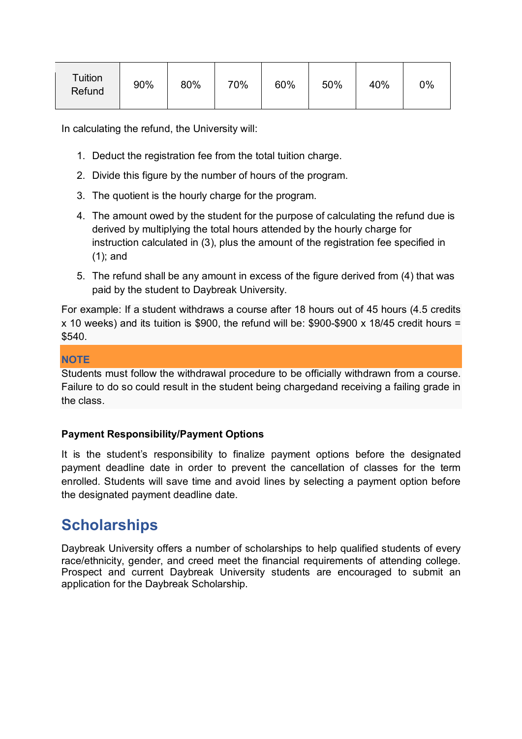| | | | | | | | |
|---|---|---|---|---|---|---|---|
| Tuition Refund | 90% | 80% | 70% | 60% | 50% | 40% | 0% |

In calculating the refund, the University will:

1. Deduct the registration fee from the total tuition charge.
2. Divide this figure by the number of hours of the program.
3. The quotient is the hourly charge for the program.
4. The amount owed by the student for the purpose of calculating the refund due is derived by multiplying the total hours attended by the hourly charge for instruction calculated in (3), plus the amount of the registration fee specified in (1); and
5. The refund shall be any amount in excess of the figure derived from (4) that was paid by the student to Daybreak University.

For example: If a student withdraws a course after 18 hours out of 45 hours (4.5 credits x 10 weeks) and its tuition is $900, the refund will be: $900-$900 x 18/45 credit hours = $540.

**NOTE**

Students must follow the withdrawal procedure to be officially withdrawn from a course. Failure to do so could result in the student being chargedand receiving a failing grade in the class.

**Payment Responsibility/Payment Options**

It is the student's responsibility to finalize payment options before the designated payment deadline date in order to prevent the cancellation of classes for the term enrolled. Students will save time and avoid lines by selecting a payment option before the designated payment deadline date.

## Scholarships

Daybreak University offers a number of scholarships to help qualified students of every race/ethnicity, gender, and creed meet the financial requirements of attending college. Prospect and current Daybreak University students are encouraged to submit an application for the Daybreak Scholarship.